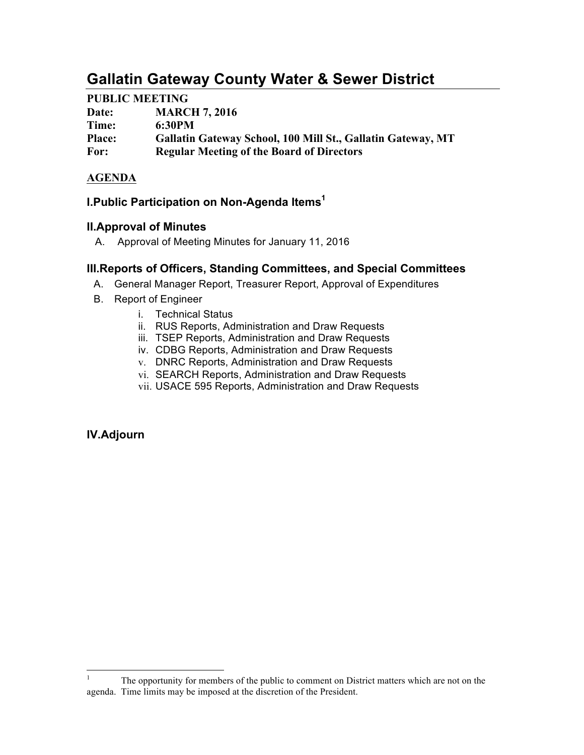# Gallatin Gateway County Water & Sewer District

**PUBLIC MEETING**
**Date:** **MARCH 7, 2016**
**Time:** **6:30PM**
**Place:** **Gallatin Gateway School, 100 Mill St., Gallatin Gateway, MT**
**For:** **Regular Meeting of the Board of Directors**

**AGENDA**

### I.Public Participation on Non-Agenda Items[1]

### II.Approval of Minutes

A. Approval of Meeting Minutes for January 11, 2016

### III.Reports of Officers, Standing Committees, and Special Committees

A. General Manager Report, Treasurer Report, Approval of Expenditures

B. Report of Engineer
   - i. Technical Status
   - ii. RUS Reports, Administration and Draw Requests
   - iii. TSEP Reports, Administration and Draw Requests
   - iv. CDBG Reports, Administration and Draw Requests
   - v. DNRC Reports, Administration and Draw Requests
   - vi. SEARCH Reports, Administration and Draw Requests
   - vii. USACE 595 Reports, Administration and Draw Requests

### IV.Adjourn

---

[1] The opportunity for members of the public to comment on District matters which are not on the agenda. Time limits may be imposed at the discretion of the President.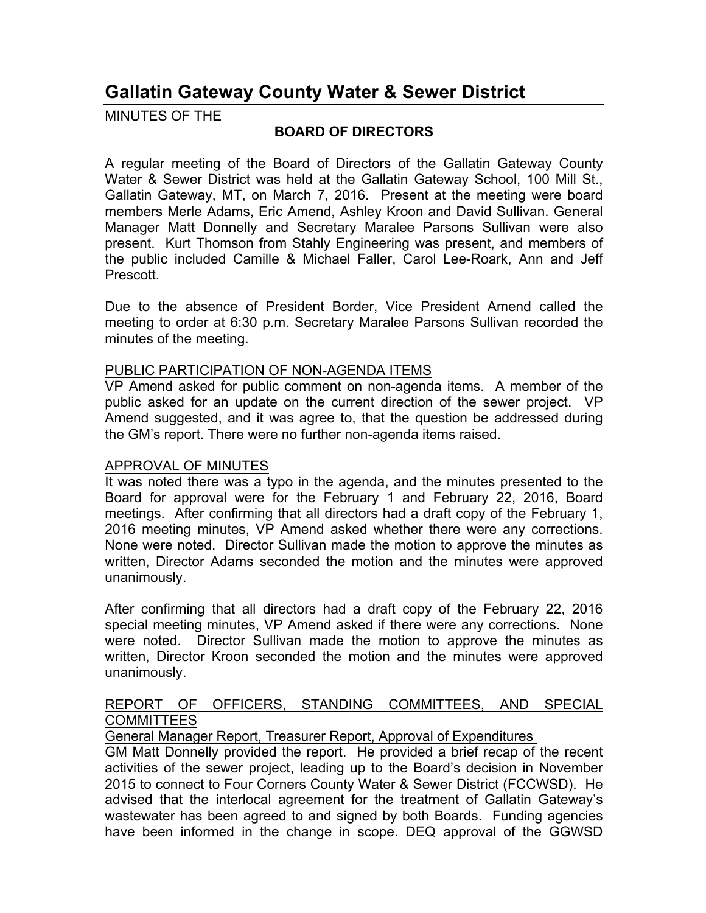# Gallatin Gateway County Water & Sewer District

MINUTES OF THE

**BOARD OF DIRECTORS**

A regular meeting of the Board of Directors of the Gallatin Gateway County Water & Sewer District was held at the Gallatin Gateway School, 100 Mill St., Gallatin Gateway, MT, on March 7, 2016. Present at the meeting were board members Merle Adams, Eric Amend, Ashley Kroon and David Sullivan. General Manager Matt Donnelly and Secretary Maralee Parsons Sullivan were also present. Kurt Thomson from Stahly Engineering was present, and members of the public included Camille & Michael Faller, Carol Lee-Roark, Ann and Jeff Prescott.

Due to the absence of President Border, Vice President Amend called the meeting to order at 6:30 p.m. Secretary Maralee Parsons Sullivan recorded the minutes of the meeting.

PUBLIC PARTICIPATION OF NON-AGENDA ITEMS

VP Amend asked for public comment on non-agenda items. A member of the public asked for an update on the current direction of the sewer project. VP Amend suggested, and it was agree to, that the question be addressed during the GM's report. There were no further non-agenda items raised.

APPROVAL OF MINUTES

It was noted there was a typo in the agenda, and the minutes presented to the Board for approval were for the February 1 and February 22, 2016, Board meetings. After confirming that all directors had a draft copy of the February 1, 2016 meeting minutes, VP Amend asked whether there were any corrections. None were noted. Director Sullivan made the motion to approve the minutes as written, Director Adams seconded the motion and the minutes were approved unanimously.

After confirming that all directors had a draft copy of the February 22, 2016 special meeting minutes, VP Amend asked if there were any corrections. None were noted. Director Sullivan made the motion to approve the minutes as written, Director Kroon seconded the motion and the minutes were approved unanimously.

REPORT OF OFFICERS, STANDING COMMITTEES, AND SPECIAL COMMITTEES

General Manager Report, Treasurer Report, Approval of Expenditures

GM Matt Donnelly provided the report. He provided a brief recap of the recent activities of the sewer project, leading up to the Board's decision in November 2015 to connect to Four Corners County Water & Sewer District (FCCWSD). He advised that the interlocal agreement for the treatment of Gallatin Gateway's wastewater has been agreed to and signed by both Boards. Funding agencies have been informed in the change in scope. DEQ approval of the GGWSD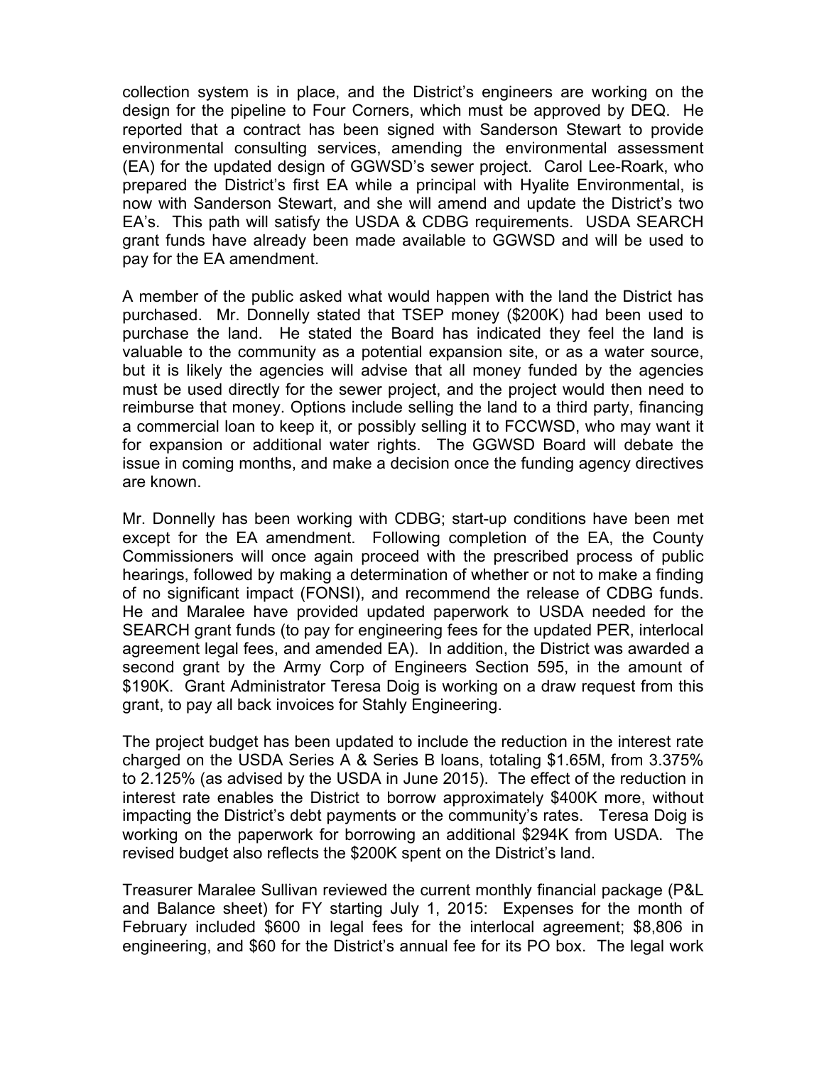collection system is in place, and the District's engineers are working on the design for the pipeline to Four Corners, which must be approved by DEQ. He reported that a contract has been signed with Sanderson Stewart to provide environmental consulting services, amending the environmental assessment (EA) for the updated design of GGWSD's sewer project. Carol Lee-Roark, who prepared the District's first EA while a principal with Hyalite Environmental, is now with Sanderson Stewart, and she will amend and update the District's two EA's. This path will satisfy the USDA & CDBG requirements. USDA SEARCH grant funds have already been made available to GGWSD and will be used to pay for the EA amendment.

A member of the public asked what would happen with the land the District has purchased. Mr. Donnelly stated that TSEP money ($200K) had been used to purchase the land. He stated the Board has indicated they feel the land is valuable to the community as a potential expansion site, or as a water source, but it is likely the agencies will advise that all money funded by the agencies must be used directly for the sewer project, and the project would then need to reimburse that money. Options include selling the land to a third party, financing a commercial loan to keep it, or possibly selling it to FCCWSD, who may want it for expansion or additional water rights. The GGWSD Board will debate the issue in coming months, and make a decision once the funding agency directives are known.

Mr. Donnelly has been working with CDBG; start-up conditions have been met except for the EA amendment. Following completion of the EA, the County Commissioners will once again proceed with the prescribed process of public hearings, followed by making a determination of whether or not to make a finding of no significant impact (FONSI), and recommend the release of CDBG funds. He and Maralee have provided updated paperwork to USDA needed for the SEARCH grant funds (to pay for engineering fees for the updated PER, interlocal agreement legal fees, and amended EA). In addition, the District was awarded a second grant by the Army Corp of Engineers Section 595, in the amount of $190K. Grant Administrator Teresa Doig is working on a draw request from this grant, to pay all back invoices for Stahly Engineering.

The project budget has been updated to include the reduction in the interest rate charged on the USDA Series A & Series B loans, totaling $1.65M, from 3.375% to 2.125% (as advised by the USDA in June 2015). The effect of the reduction in interest rate enables the District to borrow approximately $400K more, without impacting the District's debt payments or the community's rates. Teresa Doig is working on the paperwork for borrowing an additional $294K from USDA. The revised budget also reflects the $200K spent on the District's land.

Treasurer Maralee Sullivan reviewed the current monthly financial package (P&L and Balance sheet) for FY starting July 1, 2015: Expenses for the month of February included $600 in legal fees for the interlocal agreement; $8,806 in engineering, and $60 for the District's annual fee for its PO box. The legal work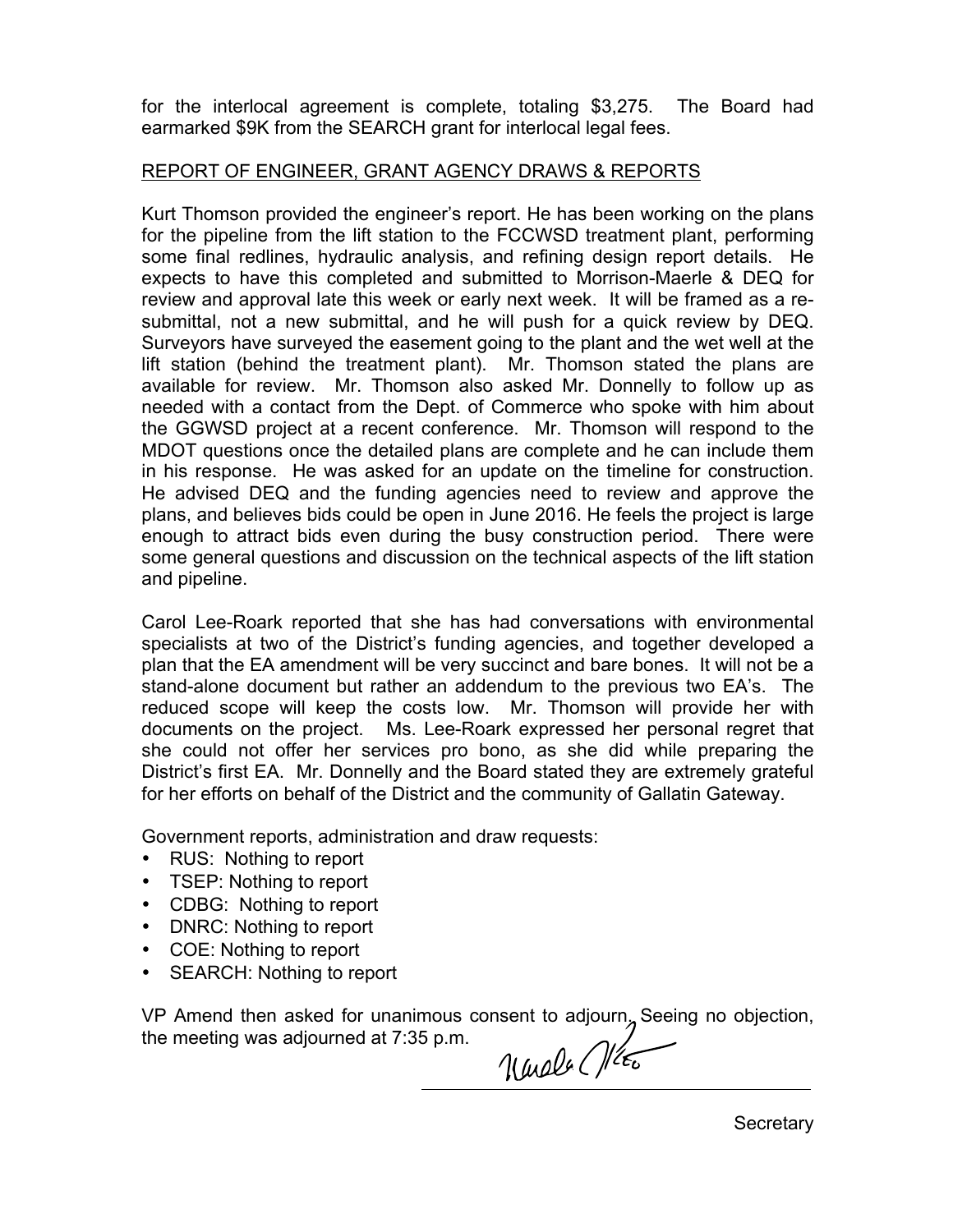for the interlocal agreement is complete, totaling $3,275. The Board had earmarked $9K from the SEARCH grant for interlocal legal fees.

REPORT OF ENGINEER, GRANT AGENCY DRAWS & REPORTS

Kurt Thomson provided the engineer's report. He has been working on the plans for the pipeline from the lift station to the FCCWSD treatment plant, performing some final redlines, hydraulic analysis, and refining design report details. He expects to have this completed and submitted to Morrison-Maerle & DEQ for review and approval late this week or early next week. It will be framed as a re-submittal, not a new submittal, and he will push for a quick review by DEQ. Surveyors have surveyed the easement going to the plant and the wet well at the lift station (behind the treatment plant). Mr. Thomson stated the plans are available for review. Mr. Thomson also asked Mr. Donnelly to follow up as needed with a contact from the Dept. of Commerce who spoke with him about the GGWSD project at a recent conference. Mr. Thomson will respond to the MDOT questions once the detailed plans are complete and he can include them in his response. He was asked for an update on the timeline for construction. He advised DEQ and the funding agencies need to review and approve the plans, and believes bids could be open in June 2016. He feels the project is large enough to attract bids even during the busy construction period. There were some general questions and discussion on the technical aspects of the lift station and pipeline.

Carol Lee-Roark reported that she has had conversations with environmental specialists at two of the District's funding agencies, and together developed a plan that the EA amendment will be very succinct and bare bones. It will not be a stand-alone document but rather an addendum to the previous two EA's. The reduced scope will keep the costs low. Mr. Thomson will provide her with documents on the project. Ms. Lee-Roark expressed her personal regret that she could not offer her services pro bono, as she did while preparing the District's first EA. Mr. Donnelly and the Board stated they are extremely grateful for her efforts on behalf of the District and the community of Gallatin Gateway.

Government reports, administration and draw requests:

- RUS: Nothing to report
- TSEP: Nothing to report
- CDBG: Nothing to report
- DNRC: Nothing to report
- COE: Nothing to report
- SEARCH: Nothing to report

VP Amend then asked for unanimous consent to adjourn. Seeing no objection, the meeting was adjourned at 7:35 p.m.

Secretary